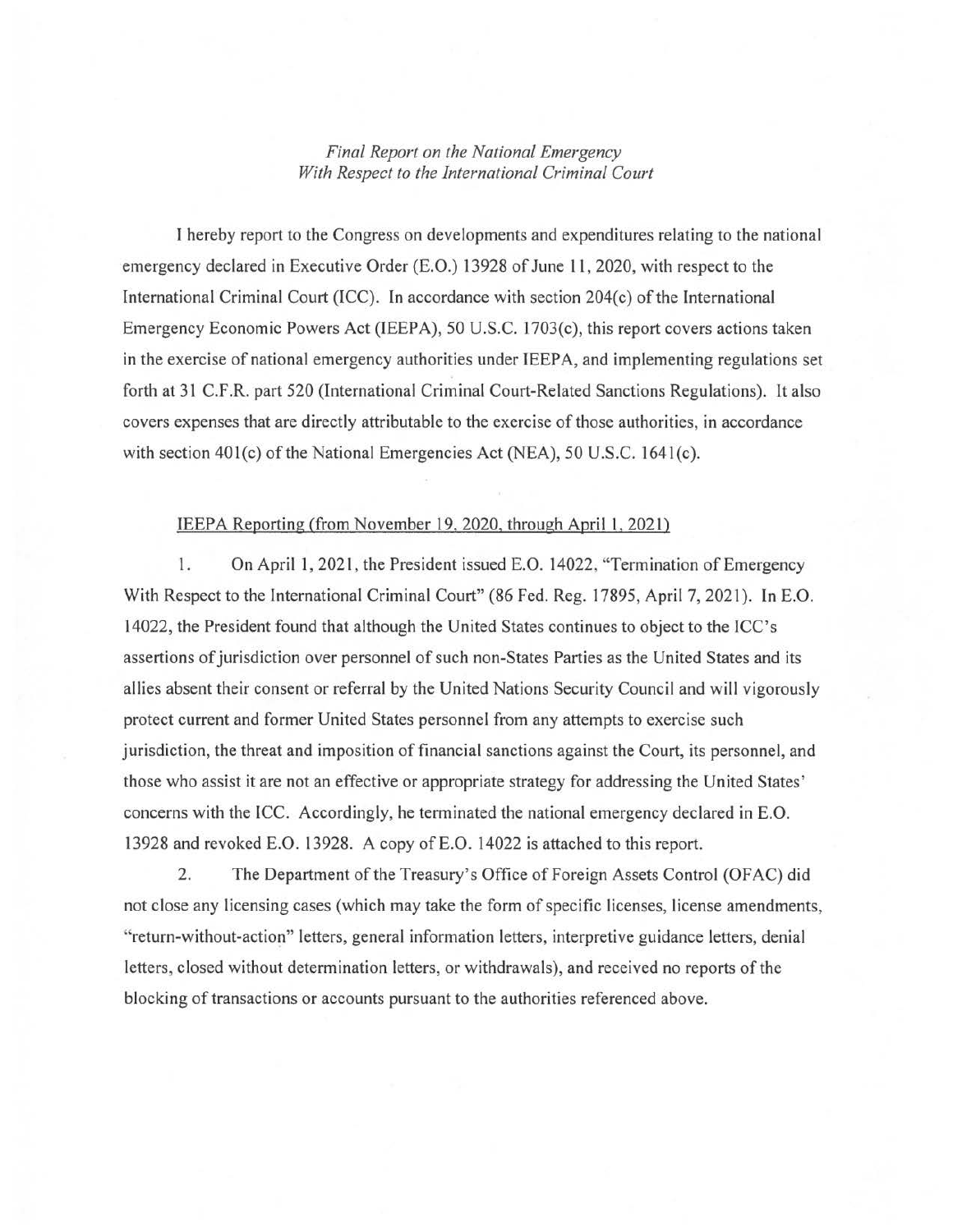*Final Report on the National Emergency*
*With Respect to the International Criminal Court*

I hereby report to the Congress on developments and expenditures relating to the national emergency declared in Executive Order (E.O.) 13928 of June 11, 2020, with respect to the International Criminal Court (ICC). In accordance with section 204(c) of the International Emergency Economic Powers Act (IEEPA), 50 U.S.C. 1703(c), this report covers actions taken in the exercise of national emergency authorities under IEEPA, and implementing regulations set forth at 31 C.F.R. part 520 (International Criminal Court-Related Sanctions Regulations). It also covers expenses that are directly attributable to the exercise of those authorities, in accordance with section 401(c) of the National Emergencies Act (NEA), 50 U.S.C. 1641(c).

IEEPA Reporting (from November 19, 2020, through April 1, 2021)

1. On April 1, 2021, the President issued E.O. 14022, "Termination of Emergency With Respect to the International Criminal Court" (86 Fed. Reg. 17895, April 7, 2021). In E.O. 14022, the President found that although the United States continues to object to the ICC's assertions of jurisdiction over personnel of such non-States Parties as the United States and its allies absent their consent or referral by the United Nations Security Council and will vigorously protect current and former United States personnel from any attempts to exercise such jurisdiction, the threat and imposition of financial sanctions against the Court, its personnel, and those who assist it are not an effective or appropriate strategy for addressing the United States' concerns with the ICC. Accordingly, he terminated the national emergency declared in E.O. 13928 and revoked E.O. 13928. A copy of E.O. 14022 is attached to this report.

2. The Department of the Treasury's Office of Foreign Assets Control (OFAC) did not close any licensing cases (which may take the form of specific licenses, license amendments, "return-without-action" letters, general information letters, interpretive guidance letters, denial letters, closed without determination letters, or withdrawals), and received no reports of the blocking of transactions or accounts pursuant to the authorities referenced above.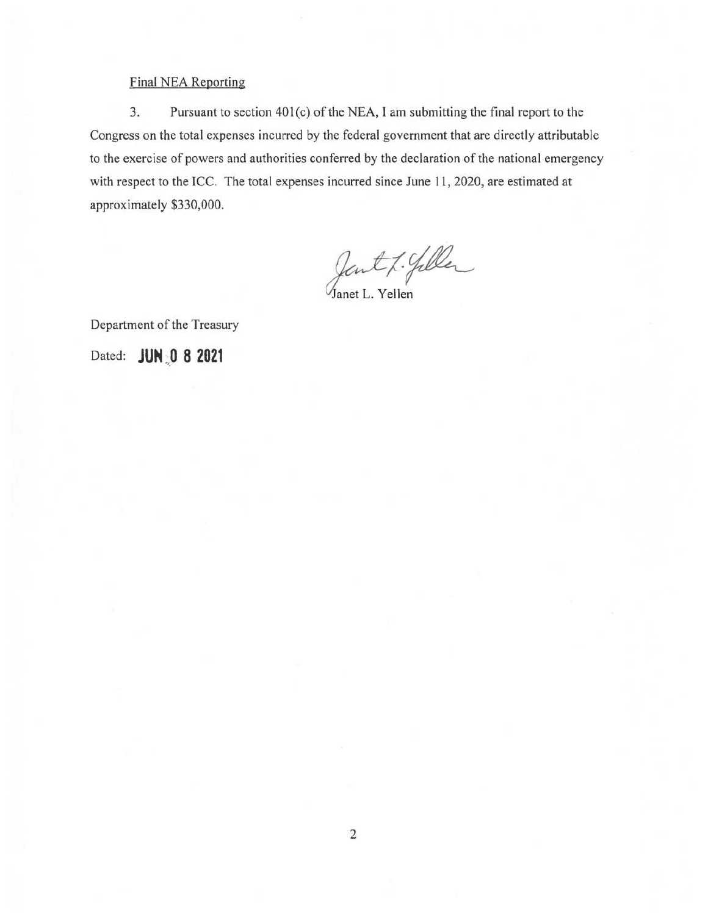Final NEA Reporting

3. Pursuant to section 401(c) of the NEA, I am submitting the final report to the Congress on the total expenses incurred by the federal government that are directly attributable to the exercise of powers and authorities conferred by the declaration of the national emergency with respect to the ICC. The total expenses incurred since June 11, 2020, are estimated at approximately $330,000.

Janet L. Yellen

Department of the Treasury

Dated: **JUN 0 8 2021**